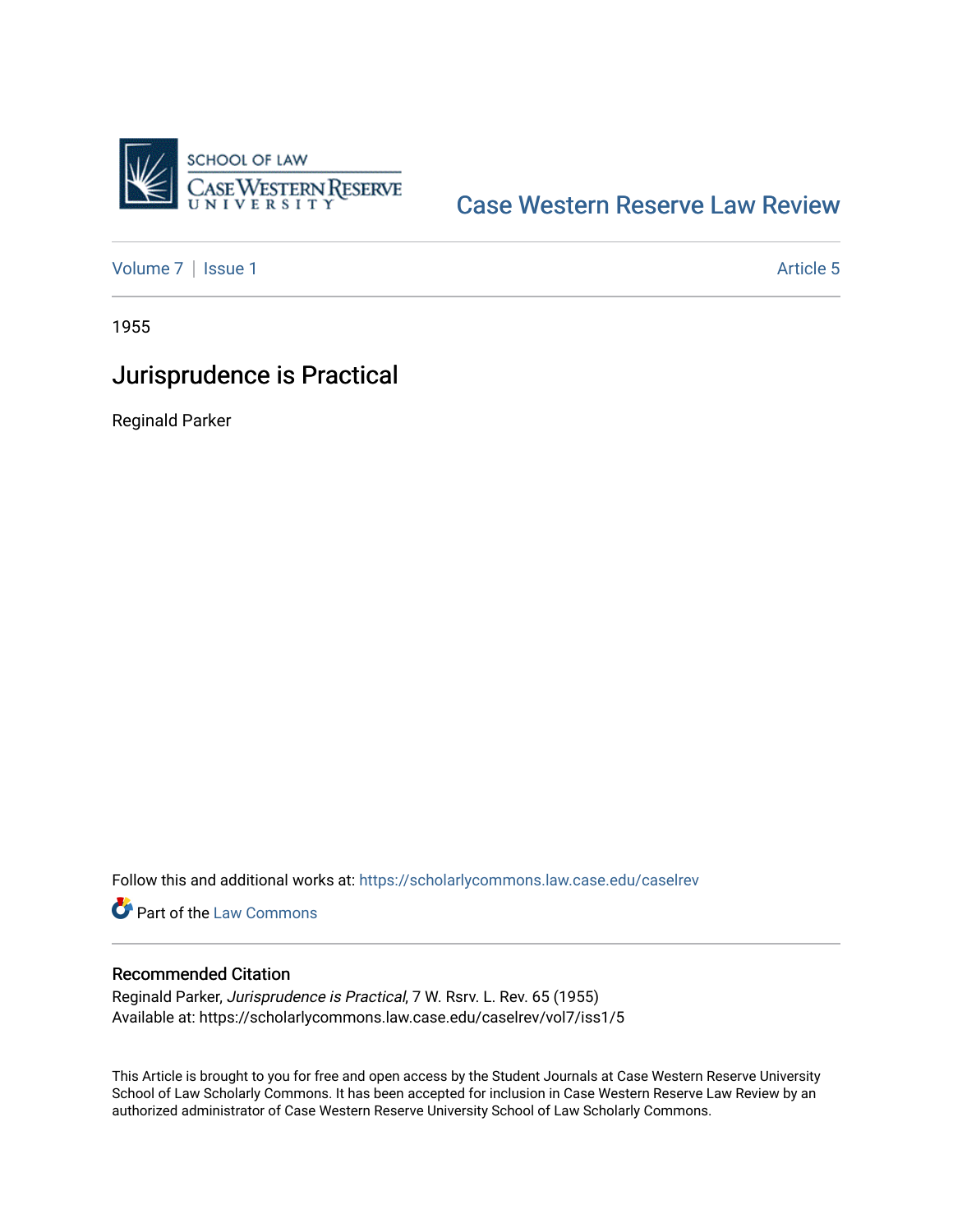Case Western Reserve Law Review

Volume 7 | Issue 1 Article 5

1955

# Jurisprudence is Practical

Reginald Parker

Follow this and additional works at: https://scholarlycommons.law.case.edu/caselrev

Part of the Law Commons

## Recommended Citation

Reginald Parker, *Jurisprudence is Practical*, 7 W. Rsrv. L. Rev. 65 (1955)
Available at: https://scholarlycommons.law.case.edu/caselrev/vol7/iss1/5

This Article is brought to you for free and open access by the Student Journals at Case Western Reserve University School of Law Scholarly Commons. It has been accepted for inclusion in Case Western Reserve Law Review by an authorized administrator of Case Western Reserve University School of Law Scholarly Commons.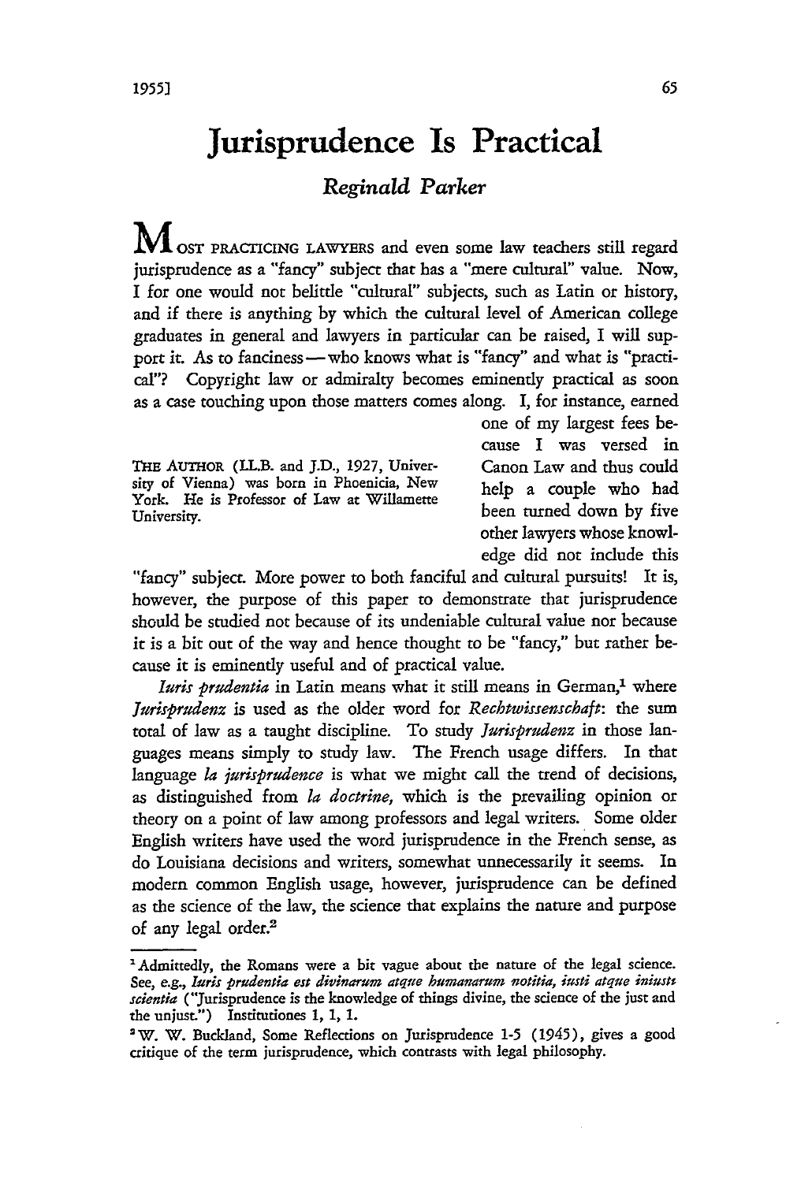# Jurisprudence Is Practical

*Reginald Parker*

MOST PRACTICING LAWYERS and even some law teachers still regard jurisprudence as a "fancy" subject that has a "mere cultural" value. Now, I for one would not belittle "cultural" subjects, such as Latin or history, and if there is anything by which the cultural level of American college graduates in general and lawyers in particular can be raised, I will support it. As to fanciness — who knows what is "fancy" and what is "practical"? Copyright law or admiralty becomes eminently practical as soon as a case touching upon those matters comes along. I, for instance, earned one of my largest fees because I was versed in Canon Law and thus could help a couple who had been turned down by five other lawyers whose knowledge did not include this "fancy" subject. More power to both fanciful and cultural pursuits! It is, however, the purpose of this paper to demonstrate that jurisprudence should be studied not because of its undeniable cultural value nor because it is a bit out of the way and hence thought to be "fancy," but rather because it is eminently useful and of practical value.

THE AUTHOR (LL.B. and J.D., 1927, University of Vienna) was born in Phoenicia, New York. He is Professor of Law at Willamette University.

*Iuris prudentia* in Latin means what it still means in German,[1] where *Jurisprudenz* is used as the older word for *Rechtwissenschaft*: the sum total of law as a taught discipline. To study *Jurisprudenz* in those languages means simply to study law. The French usage differs. In that language *la jurisprudence* is what we might call the trend of decisions, as distinguished from *la doctrine,* which is the prevailing opinion or theory on a point of law among professors and legal writers. Some older English writers have used the word jurisprudence in the French sense, as do Louisiana decisions and writers, somewhat unnecessarily it seems. In modern common English usage, however, jurisprudence can be defined as the science of the law, the science that explains the nature and purpose of any legal order.[2]

---

[1] Admittedly, the Romans were a bit vague about the nature of the legal science. See, e.g., *Iuris prudentia est divinarum atque humanarum notitia, iusti atque iniusti scientia* ("Jurisprudence is the knowledge of things divine, the science of the just and the unjust.") Institutiones 1, 1, 1.

[2] W. W. Buckland, Some Reflections on Jurisprudence 1-5 (1945), gives a good critique of the term jurisprudence, which contrasts with legal philosophy.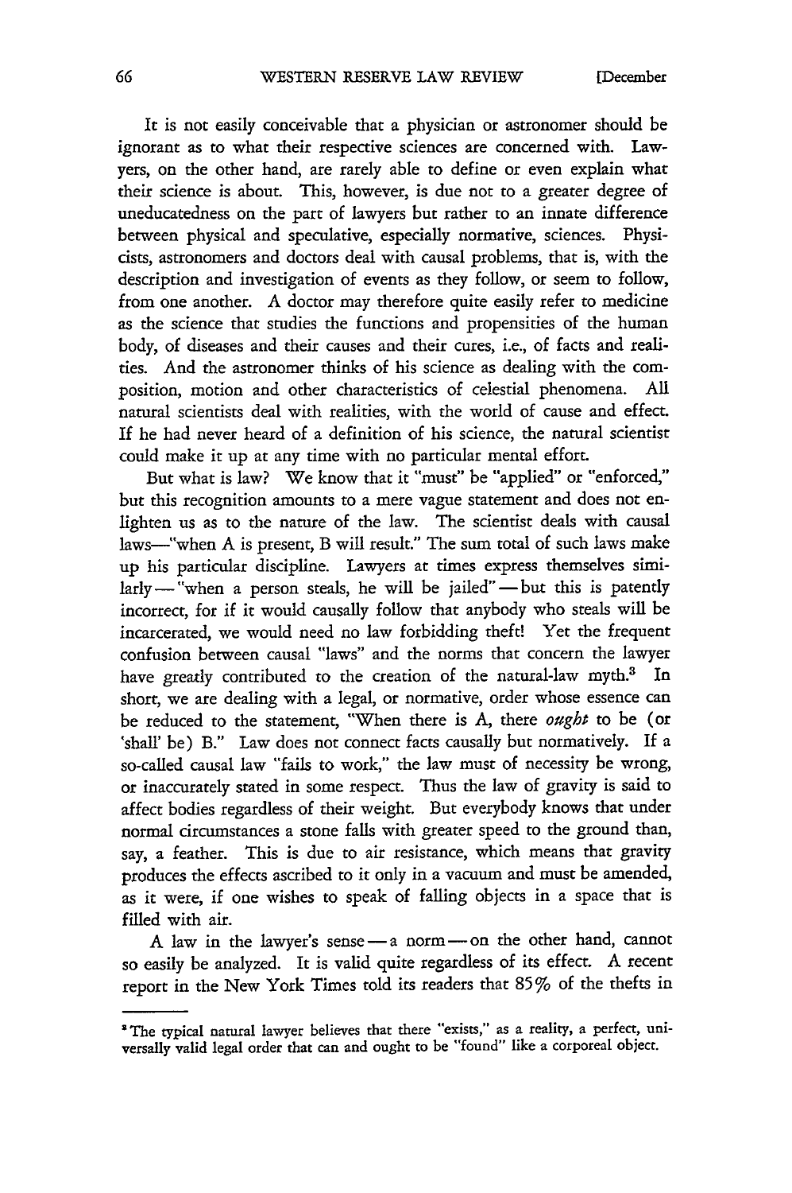It is not easily conceivable that a physician or astronomer should be ignorant as to what their respective sciences are concerned with. Lawyers, on the other hand, are rarely able to define or even explain what their science is about. This, however, is due not to a greater degree of uneducatedness on the part of lawyers but rather to an innate difference between physical and speculative, especially normative, sciences. Physicists, astronomers and doctors deal with causal problems, that is, with the description and investigation of events as they follow, or seem to follow, from one another. A doctor may therefore quite easily refer to medicine as the science that studies the functions and propensities of the human body, of diseases and their causes and their cures, i.e., of facts and realities. And the astronomer thinks of his science as dealing with the composition, motion and other characteristics of celestial phenomena. All natural scientists deal with realities, with the world of cause and effect. If he had never heard of a definition of his science, the natural scientist could make it up at any time with no particular mental effort.

But what is law? We know that it "must" be "applied" or "enforced," but this recognition amounts to a mere vague statement and does not enlighten us as to the nature of the law. The scientist deals with causal laws—"when A is present, B will result." The sum total of such laws make up his particular discipline. Lawyers at times express themselves similarly — "when a person steals, he will be jailed" — but this is patently incorrect, for if it would causally follow that anybody who steals will be incarcerated, we would need no law forbidding theft! Yet the frequent confusion between causal "laws" and the norms that concern the lawyer have greatly contributed to the creation of the natural-law myth.[3] In short, we are dealing with a legal, or normative, order whose essence can be reduced to the statement, "When there is A, there *ought* to be (or 'shall' be) B." Law does not connect facts causally but normatively. If a so-called causal law "fails to work," the law must of necessity be wrong, or inaccurately stated in some respect. Thus the law of gravity is said to affect bodies regardless of their weight. But everybody knows that under normal circumstances a stone falls with greater speed to the ground than, say, a feather. This is due to air resistance, which means that gravity produces the effects ascribed to it only in a vacuum and must be amended, as it were, if one wishes to speak of falling objects in a space that is filled with air.

A law in the lawyer's sense — a norm — on the other hand, cannot so easily be analyzed. It is valid quite regardless of its effect. A recent report in the New York Times told its readers that 85% of the thefts in

---

[3] The typical natural lawyer believes that there "exists," as a reality, a perfect, universally valid legal order that can and ought to be "found" like a corporeal object.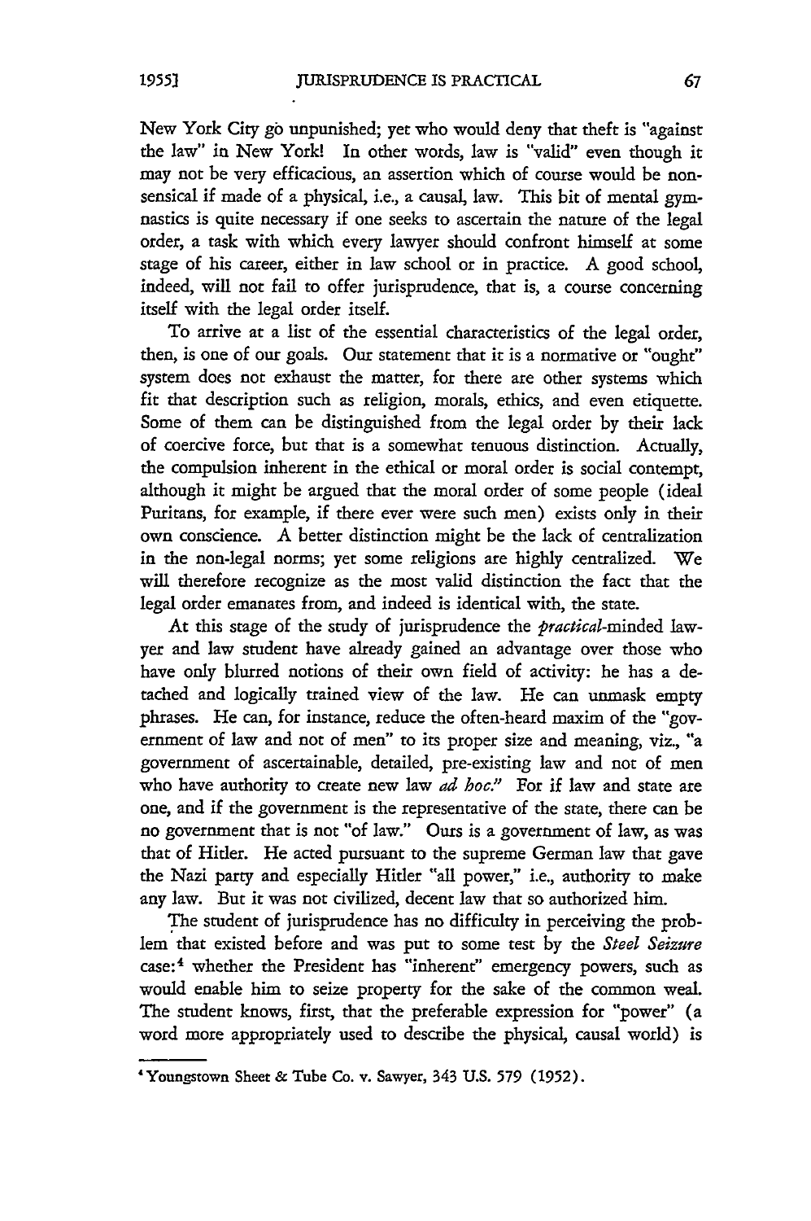New York City go unpunished; yet who would deny that theft is "against the law" in New York! In other words, law is "valid" even though it may not be very efficacious, an assertion which of course would be nonsensical if made of a physical, i.e., a causal, law. This bit of mental gymnastics is quite necessary if one seeks to ascertain the nature of the legal order, a task with which every lawyer should confront himself at some stage of his career, either in law school or in practice. A good school, indeed, will not fail to offer jurisprudence, that is, a course concerning itself with the legal order itself.

To arrive at a list of the essential characteristics of the legal order, then, is one of our goals. Our statement that it is a normative or "ought" system does not exhaust the matter, for there are other systems which fit that description such as religion, morals, ethics, and even etiquette. Some of them can be distinguished from the legal order by their lack of coercive force, but that is a somewhat tenuous distinction. Actually, the compulsion inherent in the ethical or moral order is social contempt, although it might be argued that the moral order of some people (ideal Puritans, for example, if there ever were such men) exists only in their own conscience. A better distinction might be the lack of centralization in the non-legal norms; yet some religions are highly centralized. We will therefore recognize as the most valid distinction the fact that the legal order emanates from, and indeed is identical with, the state.

At this stage of the study of jurisprudence the *practical*-minded lawyer and law student have already gained an advantage over those who have only blurred notions of their own field of activity: he has a detached and logically trained view of the law. He can unmask empty phrases. He can, for instance, reduce the often-heard maxim of the "government of law and not of men" to its proper size and meaning, viz., "a government of ascertainable, detailed, pre-existing law and not of men who have authority to create new law *ad hoc*." For if law and state are one, and if the government is the representative of the state, there can be no government that is not "of law." Ours is a government of law, as was that of Hitler. He acted pursuant to the supreme German law that gave the Nazi party and especially Hitler "all power," i.e., authority to make any law. But it was not civilized, decent law that so authorized him.

The student of jurisprudence has no difficulty in perceiving the problem that existed before and was put to some test by the *Steel Seizure* case:[4] whether the President has "inherent" emergency powers, such as would enable him to seize property for the sake of the common weal. The student knows, first, that the preferable expression for "power" (a word more appropriately used to describe the physical, causal world) is

---

[4] Youngstown Sheet & Tube Co. v. Sawyer, 343 U.S. 579 (1952).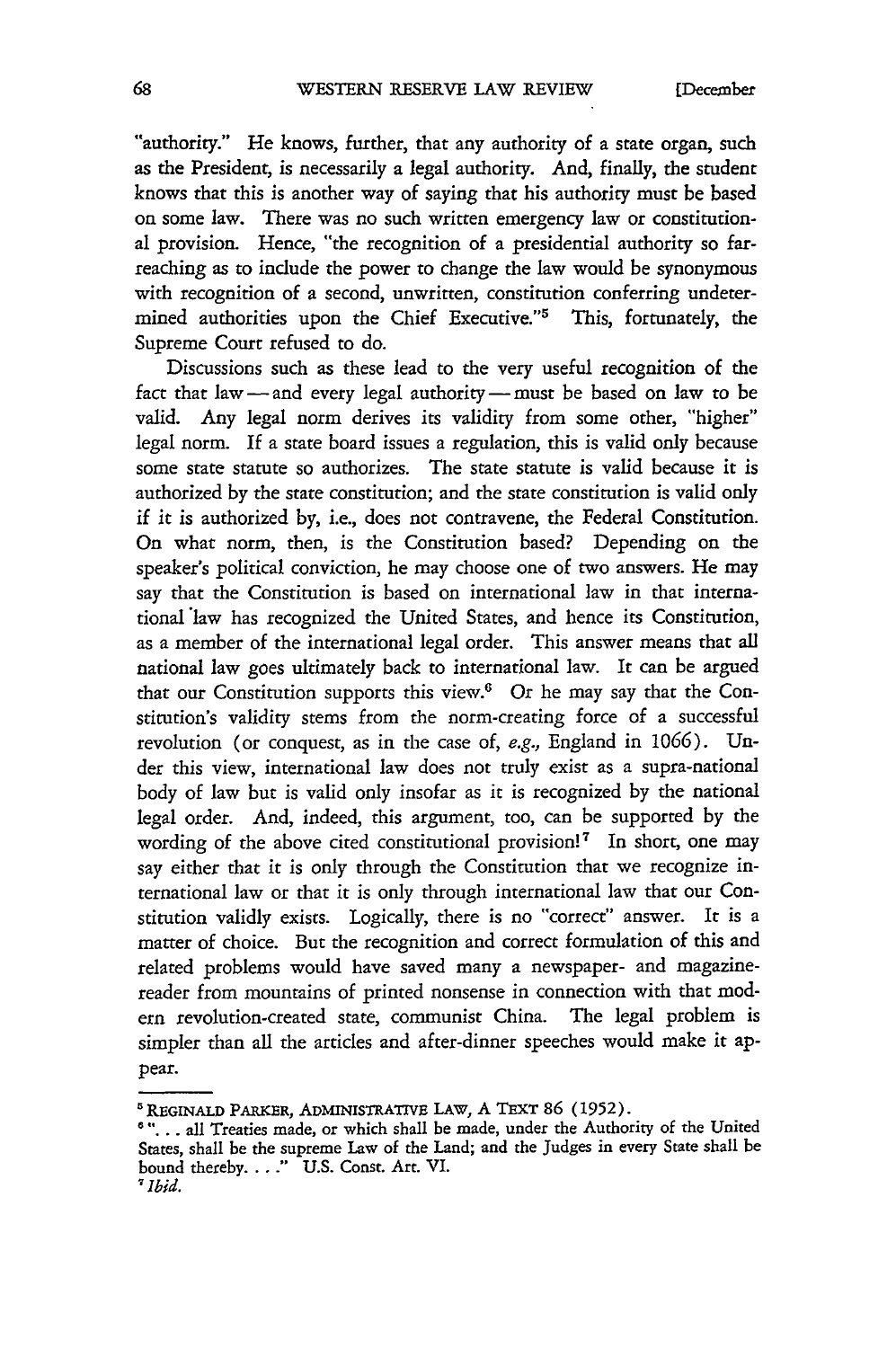"authority." He knows, further, that any authority of a state organ, such as the President, is necessarily a legal authority. And, finally, the student knows that this is another way of saying that his authority must be based on some law. There was no such written emergency law or constitutional provision. Hence, "the recognition of a presidential authority so far-reaching as to include the power to change the law would be synonymous with recognition of a second, unwritten, constitution conferring undetermined authorities upon the Chief Executive."[5] This, fortunately, the Supreme Court refused to do.

Discussions such as these lead to the very useful recognition of the fact that law — and every legal authority — must be based on law to be valid. Any legal norm derives its validity from some other, "higher" legal norm. If a state board issues a regulation, this is valid only because some state statute so authorizes. The state statute is valid because it is authorized by the state constitution; and the state constitution is valid only if it is authorized by, i.e., does not contravene, the Federal Constitution. On what norm, then, is the Constitution based? Depending on the speaker's political conviction, he may choose one of two answers. He may say that the Constitution is based on international law in that international law has recognized the United States, and hence its Constitution, as a member of the international legal order. This answer means that all national law goes ultimately back to international law. It can be argued that our Constitution supports this view.[6] Or he may say that the Constitution's validity stems from the norm-creating force of a successful revolution (or conquest, as in the case of, *e.g.*, England in 1066). Under this view, international law does not truly exist as a supra-national body of law but is valid only insofar as it is recognized by the national legal order. And, indeed, this argument, too, can be supported by the wording of the above cited constitutional provision![7] In short, one may say either that it is only through the Constitution that we recognize international law or that it is only through international law that our Constitution validly exists. Logically, there is no "correct" answer. It is a matter of choice. But the recognition and correct formulation of this and related problems would have saved many a newspaper- and magazine-reader from mountains of printed nonsense in connection with that modern revolution-created state, communist China. The legal problem is simpler than all the articles and after-dinner speeches would make it appear.

---

[5] REGINALD PARKER, ADMINISTRATIVE LAW, A TEXT 86 (1952).

[6] ". . . all Treaties made, or which shall be made, under the Authority of the United States, shall be the supreme Law of the Land; and the Judges in every State shall be bound thereby. . . ." U.S. Const. Art. VI.

[7] *Ibid.*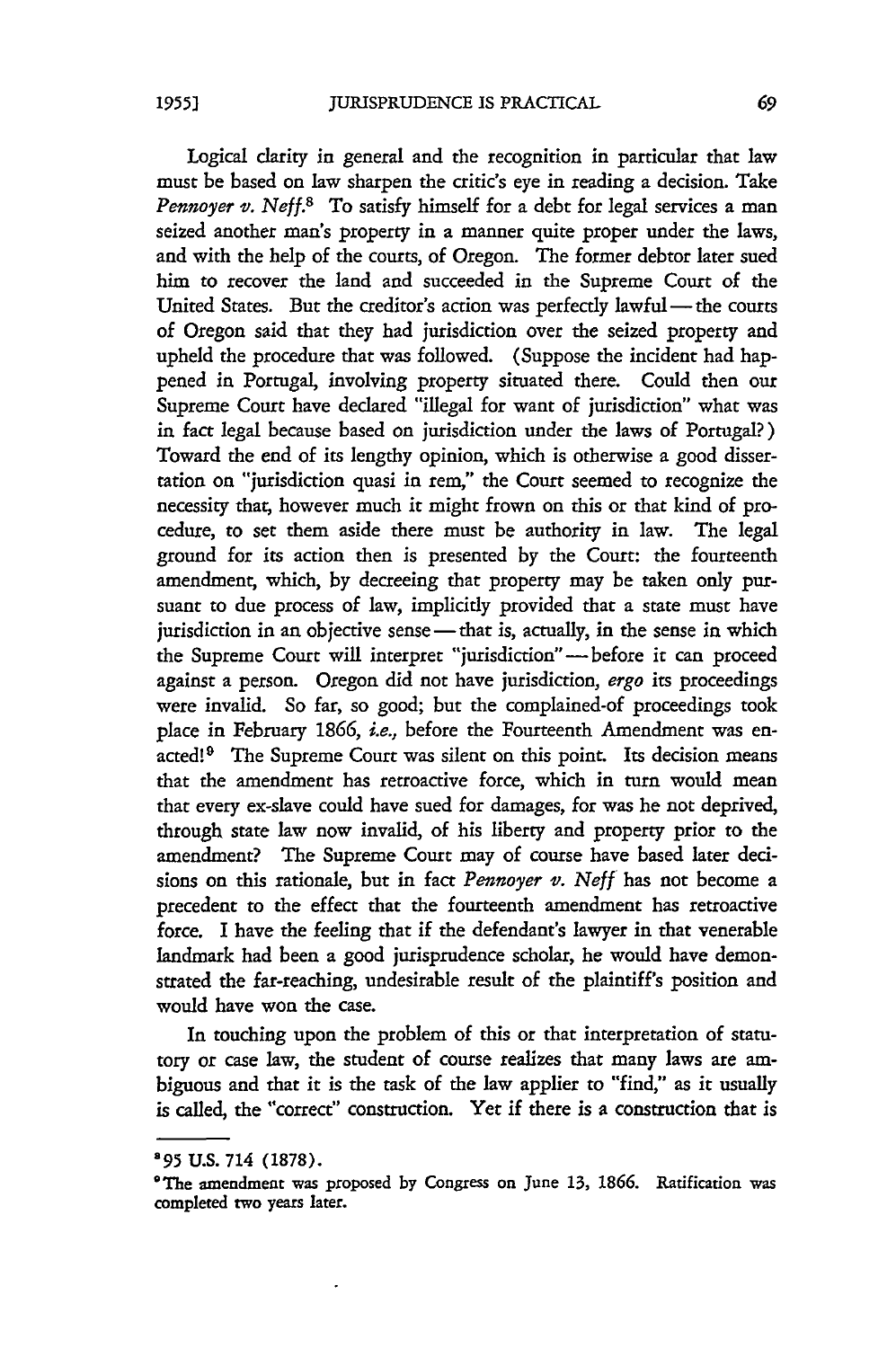Logical clarity in general and the recognition in particular that law must be based on law sharpen the critic's eye in reading a decision. Take *Pennoyer v. Neff.*[8] To satisfy himself for a debt for legal services a man seized another man's property in a manner quite proper under the laws, and with the help of the courts, of Oregon. The former debtor later sued him to recover the land and succeeded in the Supreme Court of the United States. But the creditor's action was perfectly lawful — the courts of Oregon said that they had jurisdiction over the seized property and upheld the procedure that was followed. (Suppose the incident had happened in Portugal, involving property situated there. Could then our Supreme Court have declared "illegal for want of jurisdiction" what was in fact legal because based on jurisdiction under the laws of Portugal?) Toward the end of its lengthy opinion, which is otherwise a good dissertation on "jurisdiction quasi in rem," the Court seemed to recognize the necessity that, however much it might frown on this or that kind of procedure, to set them aside there must be authority in law. The legal ground for its action then is presented by the Court: the fourteenth amendment, which, by decreeing that property may be taken only pursuant to due process of law, implicitly provided that a state must have jurisdiction in an objective sense — that is, actually, in the sense in which the Supreme Court will interpret "jurisdiction" — before it can proceed against a person. Oregon did not have jurisdiction, *ergo* its proceedings were invalid. So far, so good; but the complained-of proceedings took place in February 1866, *i.e.,* before the Fourteenth Amendment was enacted![9] The Supreme Court was silent on this point. Its decision means that the amendment has retroactive force, which in turn would mean that every ex-slave could have sued for damages, for was he not deprived, through state law now invalid, of his liberty and property prior to the amendment? The Supreme Court may of course have based later decisions on this rationale, but in fact *Pennoyer v. Neff* has not become a precedent to the effect that the fourteenth amendment has retroactive force. I have the feeling that if the defendant's lawyer in that venerable landmark had been a good jurisprudence scholar, he would have demonstrated the far-reaching, undesirable result of the plaintiff's position and would have won the case.

In touching upon the problem of this or that interpretation of statutory or case law, the student of course realizes that many laws are ambiguous and that it is the task of the law applier to "find," as it usually is called, the "correct" construction. Yet if there is a construction that is

---

[8] 95 U.S. 714 (1878).

[9] The amendment was proposed by Congress on June 13, 1866. Ratification was completed two years later.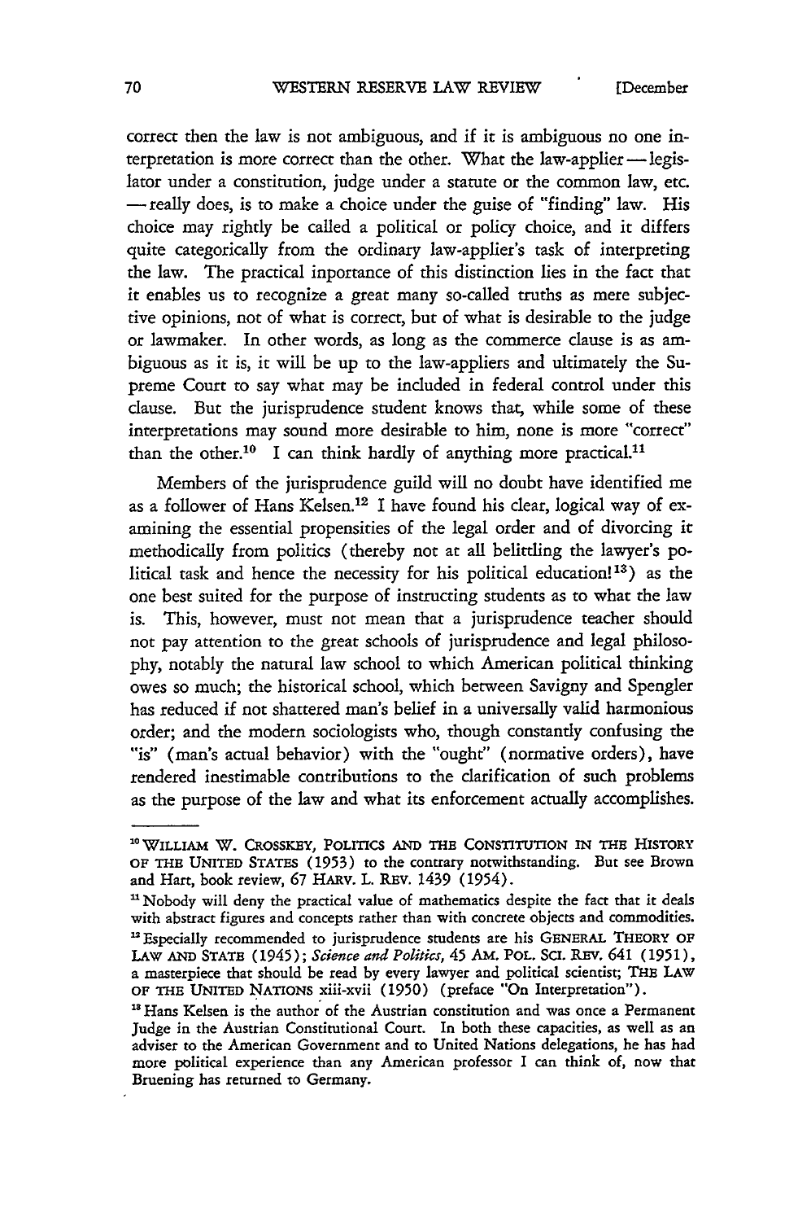correct then the law is not ambiguous, and if it is ambiguous no one interpretation is more correct than the other. What the law-applier — legislator under a constitution, judge under a statute or the common law, etc. — really does, is to make a choice under the guise of "finding" law. His choice may rightly be called a political or policy choice, and it differs quite categorically from the ordinary law-applier's task of interpreting the law. The practical inportance of this distinction lies in the fact that it enables us to recognize a great many so-called truths as mere subjective opinions, not of what is correct, but of what is desirable to the judge or lawmaker. In other words, as long as the commerce clause is as ambiguous as it is, it will be up to the law-appliers and ultimately the Supreme Court to say what may be included in federal control under this clause. But the jurisprudence student knows that, while some of these interpretations may sound more desirable to him, none is more "correct" than the other.[10] I can think hardly of anything more practical.[11]

Members of the jurisprudence guild will no doubt have identified me as a follower of Hans Kelsen.[12] I have found his clear, logical way of examining the essential propensities of the legal order and of divorcing it methodically from politics (thereby not at all belittling the lawyer's political task and hence the necessity for his political education![13]) as the one best suited for the purpose of instructing students as to what the law is. This, however, must not mean that a jurisprudence teacher should not pay attention to the great schools of jurisprudence and legal philosophy, notably the natural law school to which American political thinking owes so much; the historical school, which between Savigny and Spengler has reduced if not shattered man's belief in a universally valid harmonious order; and the modern sociologists who, though constantly confusing the "is" (man's actual behavior) with the "ought" (normative orders), have rendered inestimable contributions to the clarification of such problems as the purpose of the law and what its enforcement actually accomplishes.

---

[10] WILLIAM W. CROSSKEY, POLITICS AND THE CONSTITUTION IN THE HISTORY OF THE UNITED STATES (1953) to the contrary notwithstanding. But see Brown and Hart, book review, 67 HARV. L. REV. 1439 (1954).

[11] Nobody will deny the practical value of mathematics despite the fact that it deals with abstract figures and concepts rather than with concrete objects and commodities.

[12] Especially recommended to jurisprudence students are his GENERAL THEORY OF LAW AND STATE (1945); *Science and Politics*, 45 AM. POL. SCI. REV. 641 (1951), a masterpiece that should be read by every lawyer and political scientist; THE LAW OF THE UNITED NATIONS xiii-xvii (1950) (preface "On Interpretation").

[13] Hans Kelsen is the author of the Austrian constitution and was once a Permanent Judge in the Austrian Constitutional Court. In both these capacities, as well as an adviser to the American Government and to United Nations delegations, he has had more political experience than any American professor I can think of, now that Bruening has returned to Germany.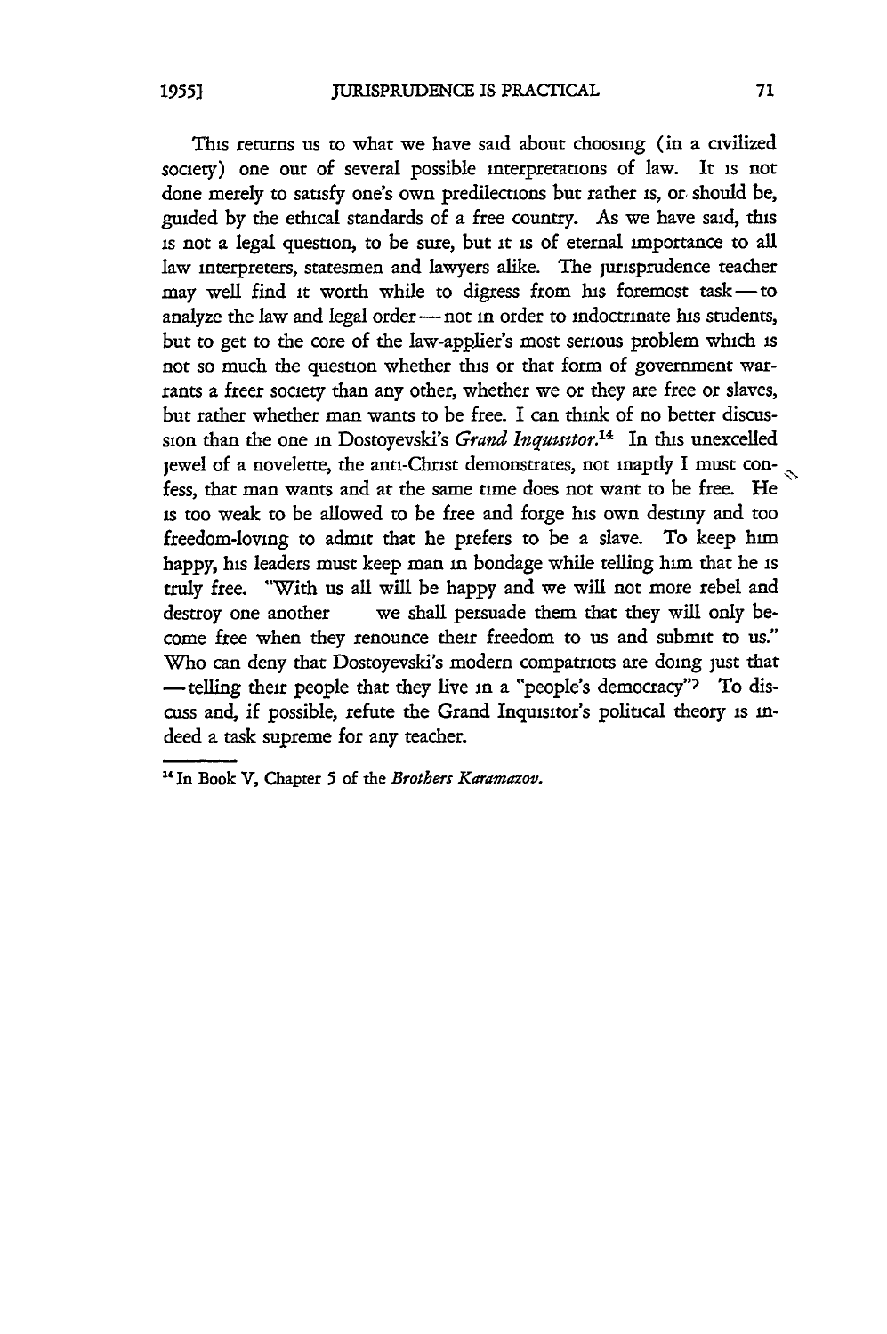This returns us to what we have said about choosing (in a civilized society) one out of several possible interpretations of law. It is not done merely to satisfy one's own predilections but rather is, or should be, guided by the ethical standards of a free country. As we have said, this is not a legal question, to be sure, but it is of eternal importance to all law interpreters, statesmen and lawyers alike. The jurisprudence teacher may well find it worth while to digress from his foremost task — to analyze the law and legal order — not in order to indoctrinate his students, but to get to the core of the law-applier's most serious problem which is not so much the question whether this or that form of government warrants a freer society than any other, whether we or they are free or slaves, but rather whether man wants to be free. I can think of no better discussion than the one in Dostoyevski's *Grand Inquisitor.*[14] In this unexcelled jewel of a novelette, the anti-Christ demonstrates, not inaptly I must confess, that man wants and at the same time does not want to be free. He is too weak to be allowed to be free and forge his own destiny and too freedom-loving to admit that he prefers to be a slave. To keep him happy, his leaders must keep man in bondage while telling him that he is truly free. "With us all will be happy and we will not more rebel and destroy one another we shall persuade them that they will only become free when they renounce their freedom to us and submit to us." Who can deny that Dostoyevski's modern compatriots are doing just that — telling their people that they live in a "people's democracy"? To discuss and, if possible, refute the Grand Inquisitor's political theory is indeed a task supreme for any teacher.

---

[14] In Book V, Chapter 5 of the *Brothers Karamazov.*